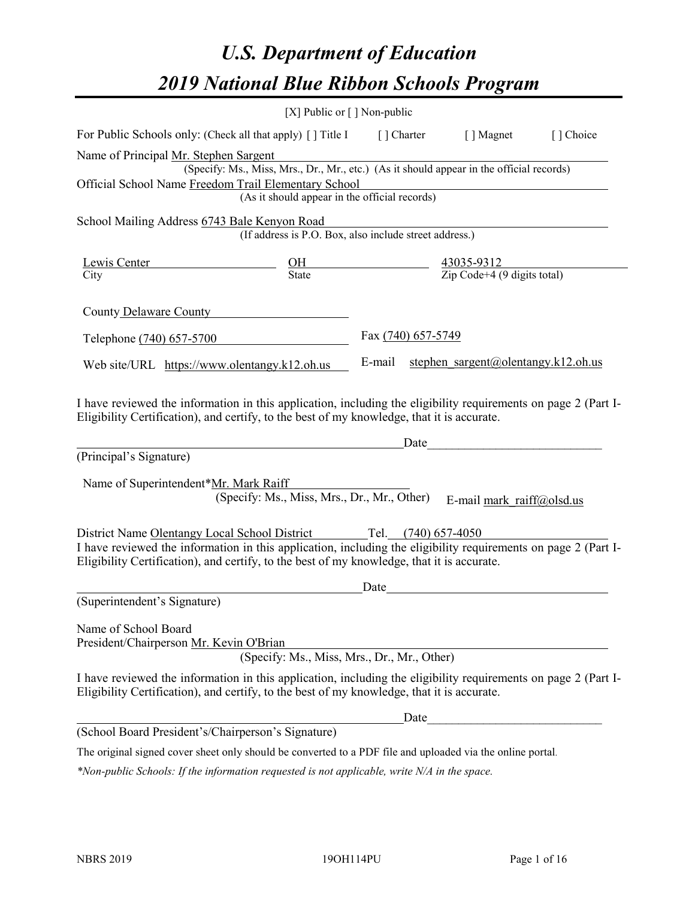# *U.S. Department of Education*
# *2019 National Blue Ribbon Schools Program*

[X] Public or [ ] Non-public

For Public Schools only: (Check all that apply) [ ] Title I [ ] Charter [ ] Magnet [ ] Choice

Name of Principal Mr. Stephen Sargent
(Specify: Ms., Miss, Mrs., Dr., Mr., etc.) (As it should appear in the official records)

Official School Name Freedom Trail Elementary School
(As it should appear in the official records)

School Mailing Address 6743 Bale Kenyon Road
(If address is P.O. Box, also include street address.)

| Lewis Center | OH | 43035-9312 |
|---|---|---|
| City | State | Zip Code+4 (9 digits total) |

County Delaware County

Telephone (740) 657-5700 Fax (740) 657-5749

Web site/URL https://www.olentangy.k12.oh.us E-mail stephen_sargent@olentangy.k12.oh.us

I have reviewed the information in this application, including the eligibility requirements on page 2 (Part I-Eligibility Certification), and certify, to the best of my knowledge, that it is accurate.

_______________________________________________ Date___________________________

(Principal's Signature)

Name of Superintendent*Mr. Mark Raiff
(Specify: Ms., Miss, Mrs., Dr., Mr., Other) E-mail mark_raiff@olsd.us

District Name Olentangy Local School District Tel. (740) 657-4050

I have reviewed the information in this application, including the eligibility requirements on page 2 (Part I-Eligibility Certification), and certify, to the best of my knowledge, that it is accurate.

_______________________________________________ Date___________________________

(Superintendent's Signature)

Name of School Board
President/Chairperson Mr. Kevin O'Brian
(Specify: Ms., Miss, Mrs., Dr., Mr., Other)

I have reviewed the information in this application, including the eligibility requirements on page 2 (Part I-Eligibility Certification), and certify, to the best of my knowledge, that it is accurate.

_______________________________________________ Date___________________________

(School Board President's/Chairperson's Signature)

The original signed cover sheet only should be converted to a PDF file and uploaded via the online portal.

*\*Non-public Schools: If the information requested is not applicable, write N/A in the space.*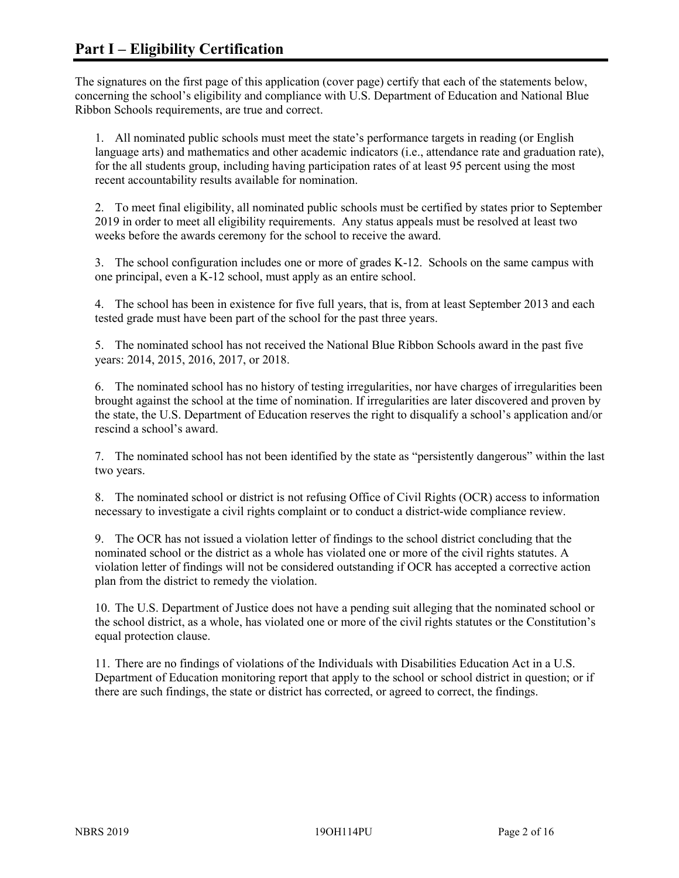# Part I – Eligibility Certification

The signatures on the first page of this application (cover page) certify that each of the statements below, concerning the school's eligibility and compliance with U.S. Department of Education and National Blue Ribbon Schools requirements, are true and correct.

1. All nominated public schools must meet the state's performance targets in reading (or English language arts) and mathematics and other academic indicators (i.e., attendance rate and graduation rate), for the all students group, including having participation rates of at least 95 percent using the most recent accountability results available for nomination.

2. To meet final eligibility, all nominated public schools must be certified by states prior to September 2019 in order to meet all eligibility requirements. Any status appeals must be resolved at least two weeks before the awards ceremony for the school to receive the award.

3. The school configuration includes one or more of grades K-12. Schools on the same campus with one principal, even a K-12 school, must apply as an entire school.

4. The school has been in existence for five full years, that is, from at least September 2013 and each tested grade must have been part of the school for the past three years.

5. The nominated school has not received the National Blue Ribbon Schools award in the past five years: 2014, 2015, 2016, 2017, or 2018.

6. The nominated school has no history of testing irregularities, nor have charges of irregularities been brought against the school at the time of nomination. If irregularities are later discovered and proven by the state, the U.S. Department of Education reserves the right to disqualify a school's application and/or rescind a school's award.

7. The nominated school has not been identified by the state as "persistently dangerous" within the last two years.

8. The nominated school or district is not refusing Office of Civil Rights (OCR) access to information necessary to investigate a civil rights complaint or to conduct a district-wide compliance review.

9. The OCR has not issued a violation letter of findings to the school district concluding that the nominated school or the district as a whole has violated one or more of the civil rights statutes. A violation letter of findings will not be considered outstanding if OCR has accepted a corrective action plan from the district to remedy the violation.

10. The U.S. Department of Justice does not have a pending suit alleging that the nominated school or the school district, as a whole, has violated one or more of the civil rights statutes or the Constitution's equal protection clause.

11. There are no findings of violations of the Individuals with Disabilities Education Act in a U.S. Department of Education monitoring report that apply to the school or school district in question; or if there are such findings, the state or district has corrected, or agreed to correct, the findings.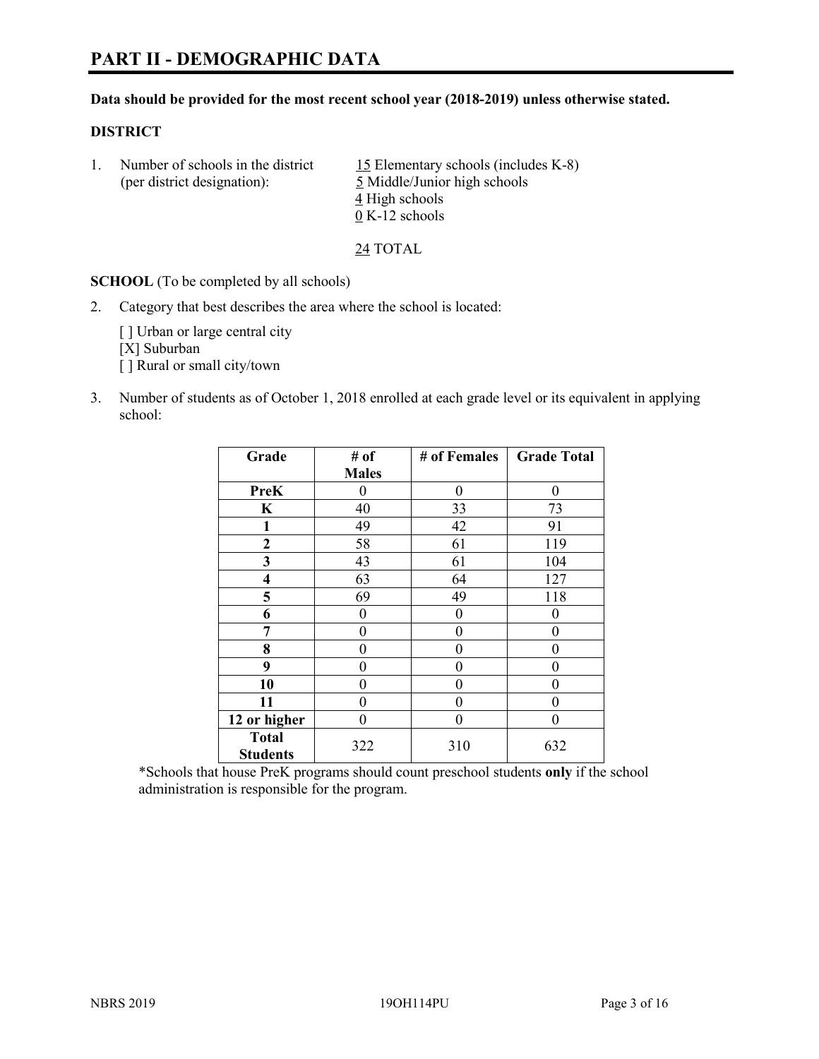# PART II - DEMOGRAPHIC DATA

**Data should be provided for the most recent school year (2018-2019) unless otherwise stated.**

**DISTRICT**

1. Number of schools in the district (per district designation):
   - 15 Elementary schools (includes K-8)
   - 5 Middle/Junior high schools
   - 4 High schools
   - 0 K-12 schools

   24 TOTAL

**SCHOOL** (To be completed by all schools)

2. Category that best describes the area where the school is located:

   [ ] Urban or large central city
   [X] Suburban
   [ ] Rural or small city/town

3. Number of students as of October 1, 2018 enrolled at each grade level or its equivalent in applying school:

| Grade | # of Males | # of Females | Grade Total |
|---|---|---|---|
| **PreK** | 0 | 0 | 0 |
| **K** | 40 | 33 | 73 |
| **1** | 49 | 42 | 91 |
| **2** | 58 | 61 | 119 |
| **3** | 43 | 61 | 104 |
| **4** | 63 | 64 | 127 |
| **5** | 69 | 49 | 118 |
| **6** | 0 | 0 | 0 |
| **7** | 0 | 0 | 0 |
| **8** | 0 | 0 | 0 |
| **9** | 0 | 0 | 0 |
| **10** | 0 | 0 | 0 |
| **11** | 0 | 0 | 0 |
| **12 or higher** | 0 | 0 | 0 |
| **Total Students** | 322 | 310 | 632 |

*Schools that house PreK programs should count preschool students **only** if the school administration is responsible for the program.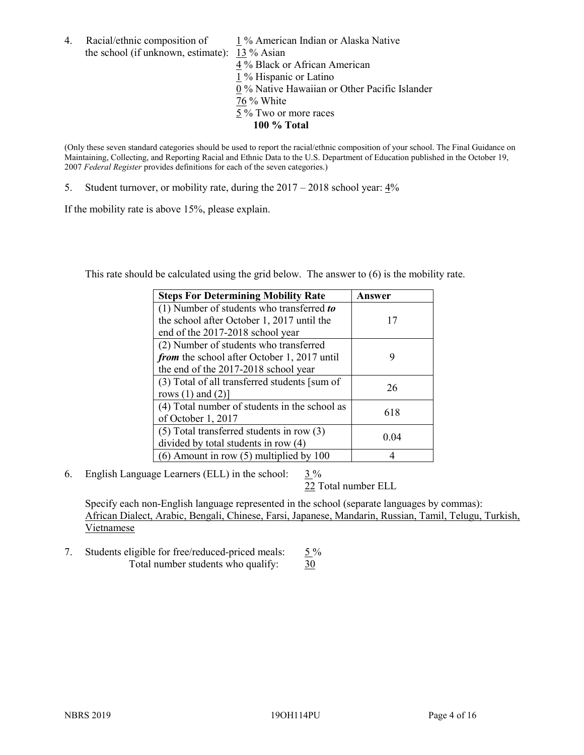4. Racial/ethnic composition of the school (if unknown, estimate):
   - 1 % American Indian or Alaska Native
   - 13 % Asian
   - 4 % Black or African American
   - 1 % Hispanic or Latino
   - 0 % Native Hawaiian or Other Pacific Islander
   - 76 % White
   - 5 % Two or more races
   - **100 % Total**

(Only these seven standard categories should be used to report the racial/ethnic composition of your school. The Final Guidance on Maintaining, Collecting, and Reporting Racial and Ethnic Data to the U.S. Department of Education published in the October 19, 2007 *Federal Register* provides definitions for each of the seven categories.)

5. Student turnover, or mobility rate, during the 2017 – 2018 school year: 4%

If the mobility rate is above 15%, please explain.

This rate should be calculated using the grid below. The answer to (6) is the mobility rate.

| Steps For Determining Mobility Rate | Answer |
| --- | --- |
| (1) Number of students who transferred ***to*** the school after October 1, 2017 until the end of the 2017-2018 school year | 17 |
| (2) Number of students who transferred ***from*** the school after October 1, 2017 until the end of the 2017-2018 school year | 9 |
| (3) Total of all transferred students [sum of rows (1) and (2)] | 26 |
| (4) Total number of students in the school as of October 1, 2017 | 618 |
| (5) Total transferred students in row (3) divided by total students in row (4) | 0.04 |
| (6) Amount in row (5) multiplied by 100 | 4 |

6. English Language Learners (ELL) in the school: 3 %
   22 Total number ELL

   Specify each non-English language represented in the school (separate languages by commas):
   African Dialect, Arabic, Bengali, Chinese, Farsi, Japanese, Mandarin, Russian, Tamil, Telugu, Turkish, Vietnamese

7. Students eligible for free/reduced-priced meals: 5 %
   Total number students who qualify: 30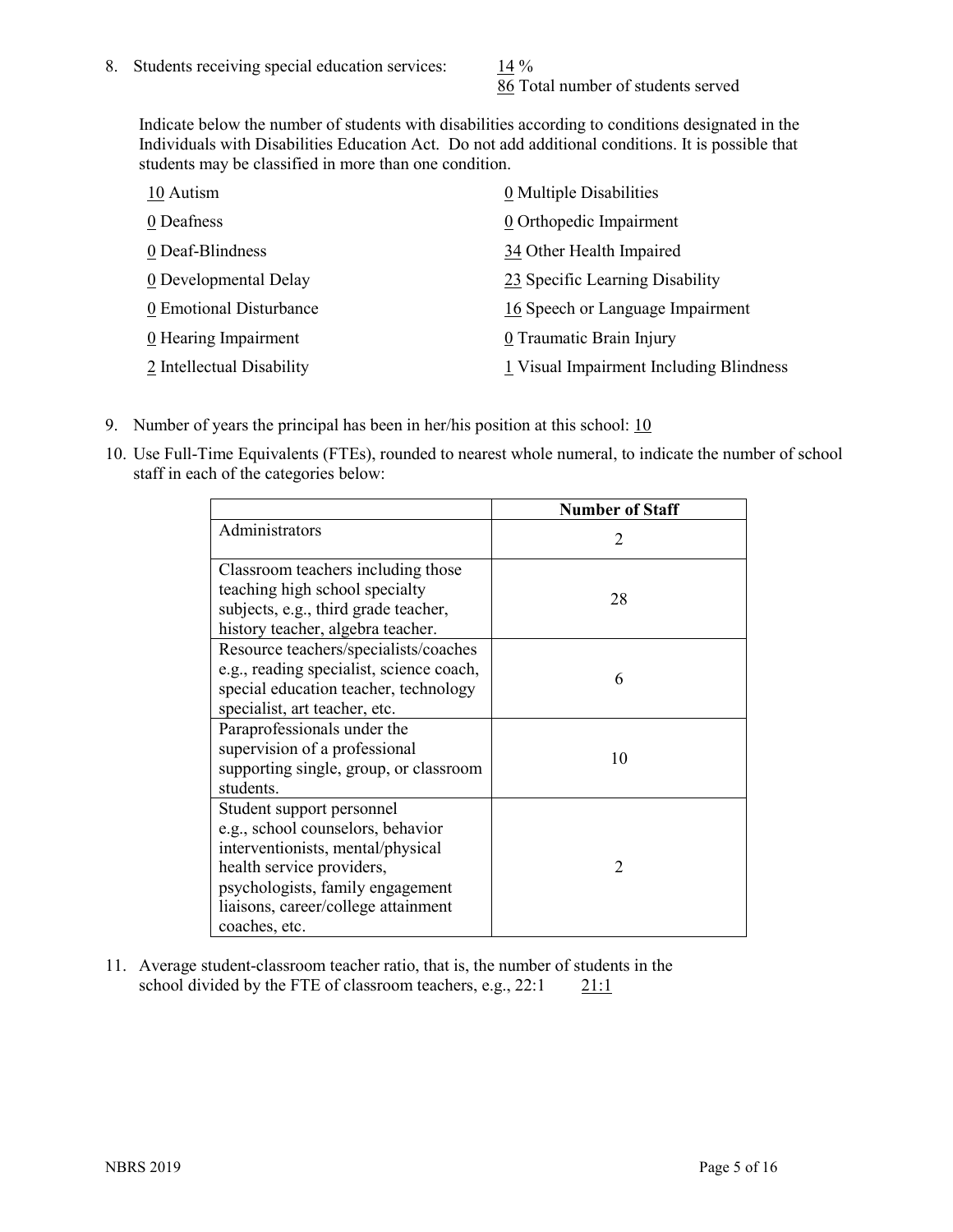8. Students receiving special education services: 14 %
   86 Total number of students served

   Indicate below the number of students with disabilities according to conditions designated in the Individuals with Disabilities Education Act. Do not add additional conditions. It is possible that students may be classified in more than one condition.

| | |
|---|---|
| 10 Autism | 0 Multiple Disabilities |
| 0 Deafness | 0 Orthopedic Impairment |
| 0 Deaf-Blindness | 34 Other Health Impaired |
| 0 Developmental Delay | 23 Specific Learning Disability |
| 0 Emotional Disturbance | 16 Speech or Language Impairment |
| 0 Hearing Impairment | 0 Traumatic Brain Injury |
| 2 Intellectual Disability | 1 Visual Impairment Including Blindness |

9. Number of years the principal has been in her/his position at this school: 10

10. Use Full-Time Equivalents (FTEs), rounded to nearest whole numeral, to indicate the number of school staff in each of the categories below:

| | Number of Staff |
|---|---|
| Administrators | 2 |
| Classroom teachers including those teaching high school specialty subjects, e.g., third grade teacher, history teacher, algebra teacher. | 28 |
| Resource teachers/specialists/coaches e.g., reading specialist, science coach, special education teacher, technology specialist, art teacher, etc. | 6 |
| Paraprofessionals under the supervision of a professional supporting single, group, or classroom students. | 10 |
| Student support personnel e.g., school counselors, behavior interventionists, mental/physical health service providers, psychologists, family engagement liaisons, career/college attainment coaches, etc. | 2 |

11. Average student-classroom teacher ratio, that is, the number of students in the school divided by the FTE of classroom teachers, e.g., 22:1 21:1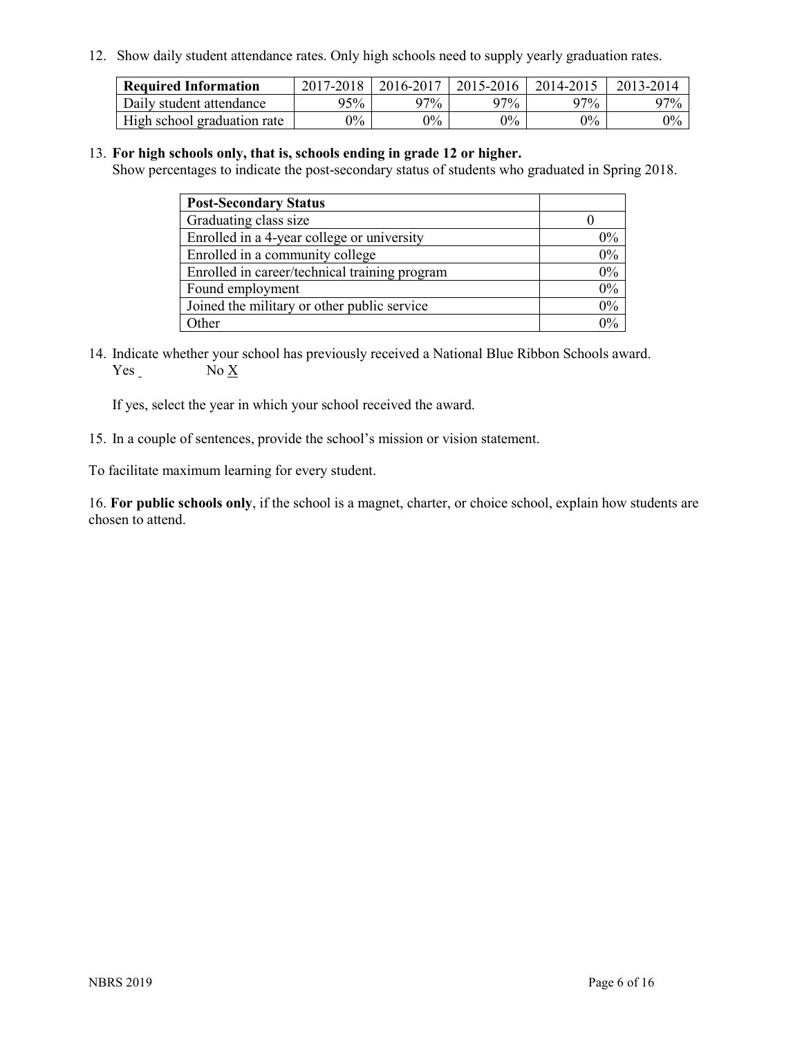12. Show daily student attendance rates. Only high schools need to supply yearly graduation rates.

| Required Information | 2017-2018 | 2016-2017 | 2015-2016 | 2014-2015 | 2013-2014 |
| --- | --- | --- | --- | --- | --- |
| Daily student attendance | 95% | 97% | 97% | 97% | 97% |
| High school graduation rate | 0% | 0% | 0% | 0% | 0% |

13. **For high schools only, that is, schools ending in grade 12 or higher.**
Show percentages to indicate the post-secondary status of students who graduated in Spring 2018.

| Post-Secondary Status | |
| --- | --- |
| Graduating class size | 0 |
| Enrolled in a 4-year college or university | 0% |
| Enrolled in a community college | 0% |
| Enrolled in career/technical training program | 0% |
| Found employment | 0% |
| Joined the military or other public service | 0% |
| Other | 0% |

14. Indicate whether your school has previously received a National Blue Ribbon Schools award.
Yes _ No X

If yes, select the year in which your school received the award.

15. In a couple of sentences, provide the school's mission or vision statement.

To facilitate maximum learning for every student.

16. **For public schools only**, if the school is a magnet, charter, or choice school, explain how students are chosen to attend.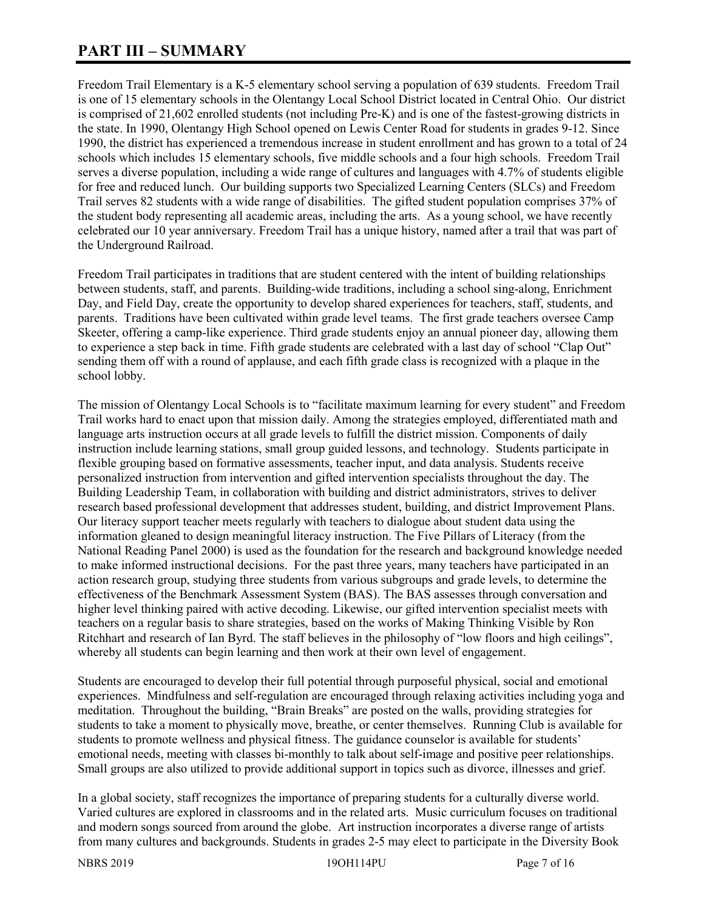# PART III – SUMMARY

Freedom Trail Elementary is a K-5 elementary school serving a population of 639 students. Freedom Trail is one of 15 elementary schools in the Olentangy Local School District located in Central Ohio. Our district is comprised of 21,602 enrolled students (not including Pre-K) and is one of the fastest-growing districts in the state. In 1990, Olentangy High School opened on Lewis Center Road for students in grades 9-12. Since 1990, the district has experienced a tremendous increase in student enrollment and has grown to a total of 24 schools which includes 15 elementary schools, five middle schools and a four high schools. Freedom Trail serves a diverse population, including a wide range of cultures and languages with 4.7% of students eligible for free and reduced lunch. Our building supports two Specialized Learning Centers (SLCs) and Freedom Trail serves 82 students with a wide range of disabilities. The gifted student population comprises 37% of the student body representing all academic areas, including the arts. As a young school, we have recently celebrated our 10 year anniversary. Freedom Trail has a unique history, named after a trail that was part of the Underground Railroad.

Freedom Trail participates in traditions that are student centered with the intent of building relationships between students, staff, and parents. Building-wide traditions, including a school sing-along, Enrichment Day, and Field Day, create the opportunity to develop shared experiences for teachers, staff, students, and parents. Traditions have been cultivated within grade level teams. The first grade teachers oversee Camp Skeeter, offering a camp-like experience. Third grade students enjoy an annual pioneer day, allowing them to experience a step back in time. Fifth grade students are celebrated with a last day of school "Clap Out" sending them off with a round of applause, and each fifth grade class is recognized with a plaque in the school lobby.

The mission of Olentangy Local Schools is to "facilitate maximum learning for every student" and Freedom Trail works hard to enact upon that mission daily. Among the strategies employed, differentiated math and language arts instruction occurs at all grade levels to fulfill the district mission. Components of daily instruction include learning stations, small group guided lessons, and technology. Students participate in flexible grouping based on formative assessments, teacher input, and data analysis. Students receive personalized instruction from intervention and gifted intervention specialists throughout the day. The Building Leadership Team, in collaboration with building and district administrators, strives to deliver research based professional development that addresses student, building, and district Improvement Plans. Our literacy support teacher meets regularly with teachers to dialogue about student data using the information gleaned to design meaningful literacy instruction. The Five Pillars of Literacy (from the National Reading Panel 2000) is used as the foundation for the research and background knowledge needed to make informed instructional decisions. For the past three years, many teachers have participated in an action research group, studying three students from various subgroups and grade levels, to determine the effectiveness of the Benchmark Assessment System (BAS). The BAS assesses through conversation and higher level thinking paired with active decoding. Likewise, our gifted intervention specialist meets with teachers on a regular basis to share strategies, based on the works of Making Thinking Visible by Ron Ritchhart and research of Ian Byrd. The staff believes in the philosophy of "low floors and high ceilings", whereby all students can begin learning and then work at their own level of engagement.

Students are encouraged to develop their full potential through purposeful physical, social and emotional experiences. Mindfulness and self-regulation are encouraged through relaxing activities including yoga and meditation. Throughout the building, "Brain Breaks" are posted on the walls, providing strategies for students to take a moment to physically move, breathe, or center themselves. Running Club is available for students to promote wellness and physical fitness. The guidance counselor is available for students' emotional needs, meeting with classes bi-monthly to talk about self-image and positive peer relationships. Small groups are also utilized to provide additional support in topics such as divorce, illnesses and grief.

In a global society, staff recognizes the importance of preparing students for a culturally diverse world. Varied cultures are explored in classrooms and in the related arts. Music curriculum focuses on traditional and modern songs sourced from around the globe. Art instruction incorporates a diverse range of artists from many cultures and backgrounds. Students in grades 2-5 may elect to participate in the Diversity Book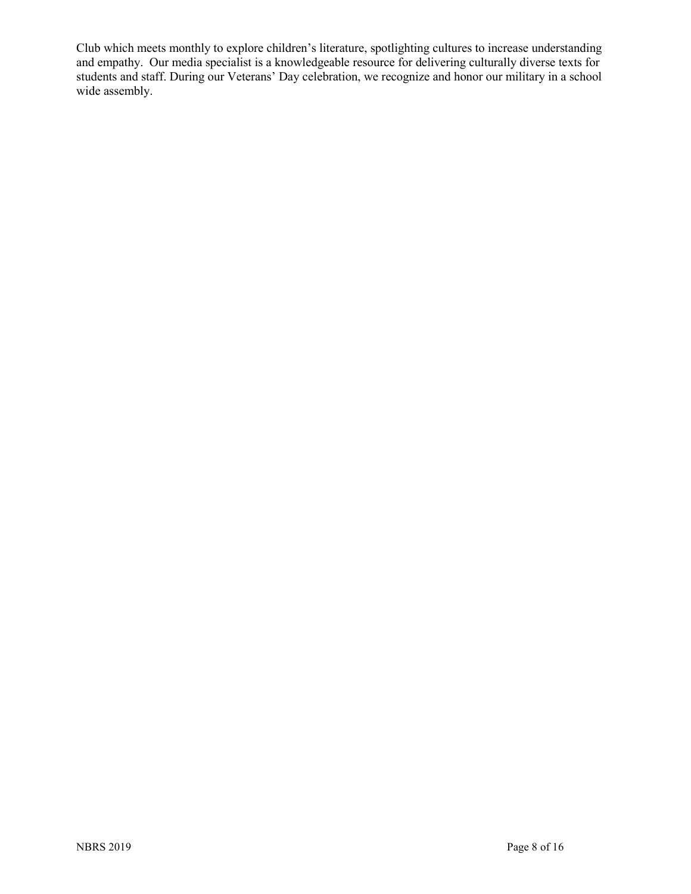Club which meets monthly to explore children's literature, spotlighting cultures to increase understanding and empathy. Our media specialist is a knowledgeable resource for delivering culturally diverse texts for students and staff. During our Veterans' Day celebration, we recognize and honor our military in a school wide assembly.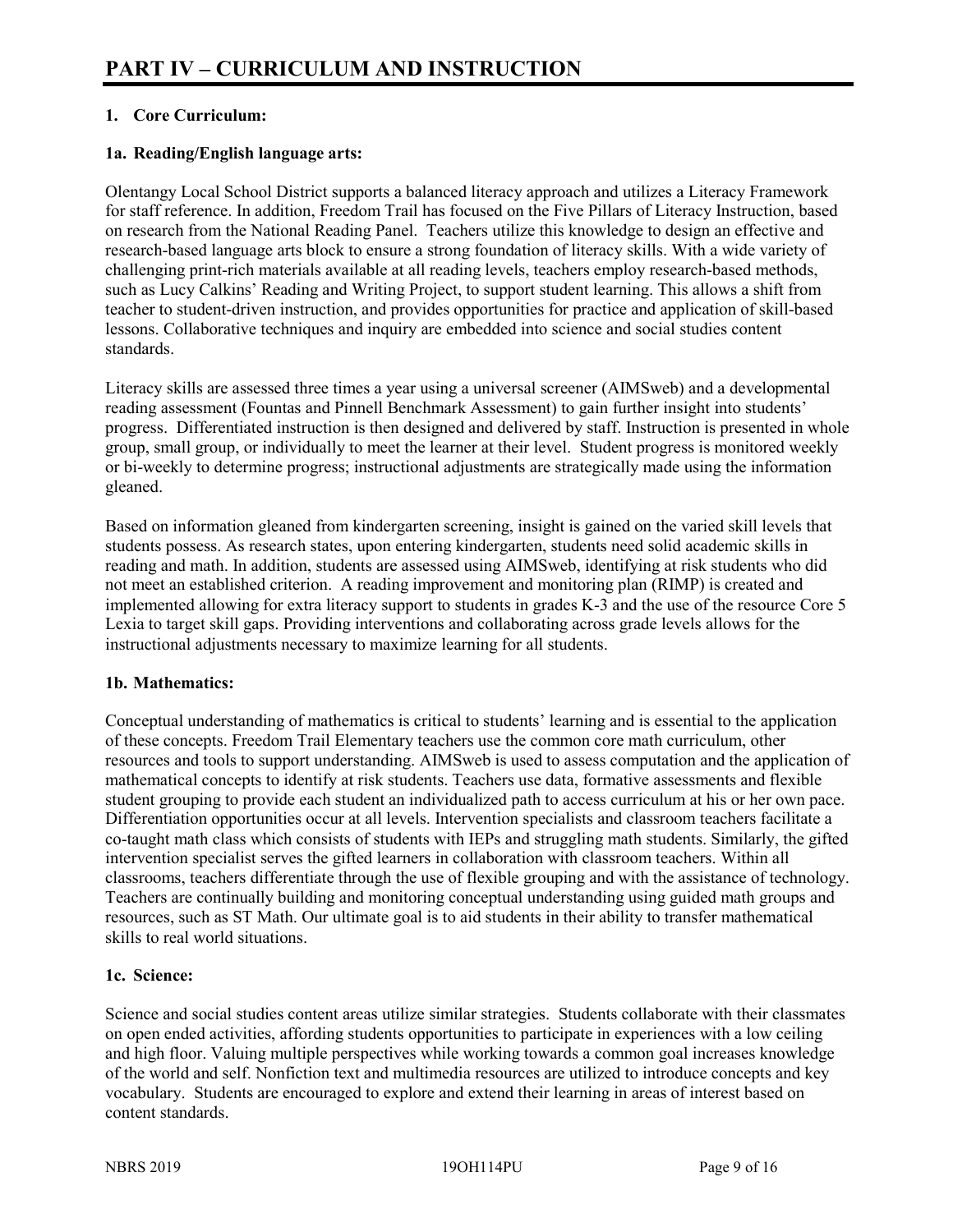# PART IV – CURRICULUM AND INSTRUCTION

**1. Core Curriculum:**

**1a. Reading/English language arts:**

Olentangy Local School District supports a balanced literacy approach and utilizes a Literacy Framework for staff reference. In addition, Freedom Trail has focused on the Five Pillars of Literacy Instruction, based on research from the National Reading Panel. Teachers utilize this knowledge to design an effective and research-based language arts block to ensure a strong foundation of literacy skills. With a wide variety of challenging print-rich materials available at all reading levels, teachers employ research-based methods, such as Lucy Calkins' Reading and Writing Project, to support student learning. This allows a shift from teacher to student-driven instruction, and provides opportunities for practice and application of skill-based lessons. Collaborative techniques and inquiry are embedded into science and social studies content standards.

Literacy skills are assessed three times a year using a universal screener (AIMSweb) and a developmental reading assessment (Fountas and Pinnell Benchmark Assessment) to gain further insight into students' progress. Differentiated instruction is then designed and delivered by staff. Instruction is presented in whole group, small group, or individually to meet the learner at their level. Student progress is monitored weekly or bi-weekly to determine progress; instructional adjustments are strategically made using the information gleaned.

Based on information gleaned from kindergarten screening, insight is gained on the varied skill levels that students possess. As research states, upon entering kindergarten, students need solid academic skills in reading and math. In addition, students are assessed using AIMSweb, identifying at risk students who did not meet an established criterion. A reading improvement and monitoring plan (RIMP) is created and implemented allowing for extra literacy support to students in grades K-3 and the use of the resource Core 5 Lexia to target skill gaps. Providing interventions and collaborating across grade levels allows for the instructional adjustments necessary to maximize learning for all students.

**1b. Mathematics:**

Conceptual understanding of mathematics is critical to students' learning and is essential to the application of these concepts. Freedom Trail Elementary teachers use the common core math curriculum, other resources and tools to support understanding. AIMSweb is used to assess computation and the application of mathematical concepts to identify at risk students. Teachers use data, formative assessments and flexible student grouping to provide each student an individualized path to access curriculum at his or her own pace. Differentiation opportunities occur at all levels. Intervention specialists and classroom teachers facilitate a co-taught math class which consists of students with IEPs and struggling math students. Similarly, the gifted intervention specialist serves the gifted learners in collaboration with classroom teachers. Within all classrooms, teachers differentiate through the use of flexible grouping and with the assistance of technology. Teachers are continually building and monitoring conceptual understanding using guided math groups and resources, such as ST Math. Our ultimate goal is to aid students in their ability to transfer mathematical skills to real world situations.

**1c. Science:**

Science and social studies content areas utilize similar strategies. Students collaborate with their classmates on open ended activities, affording students opportunities to participate in experiences with a low ceiling and high floor. Valuing multiple perspectives while working towards a common goal increases knowledge of the world and self. Nonfiction text and multimedia resources are utilized to introduce concepts and key vocabulary. Students are encouraged to explore and extend their learning in areas of interest based on content standards.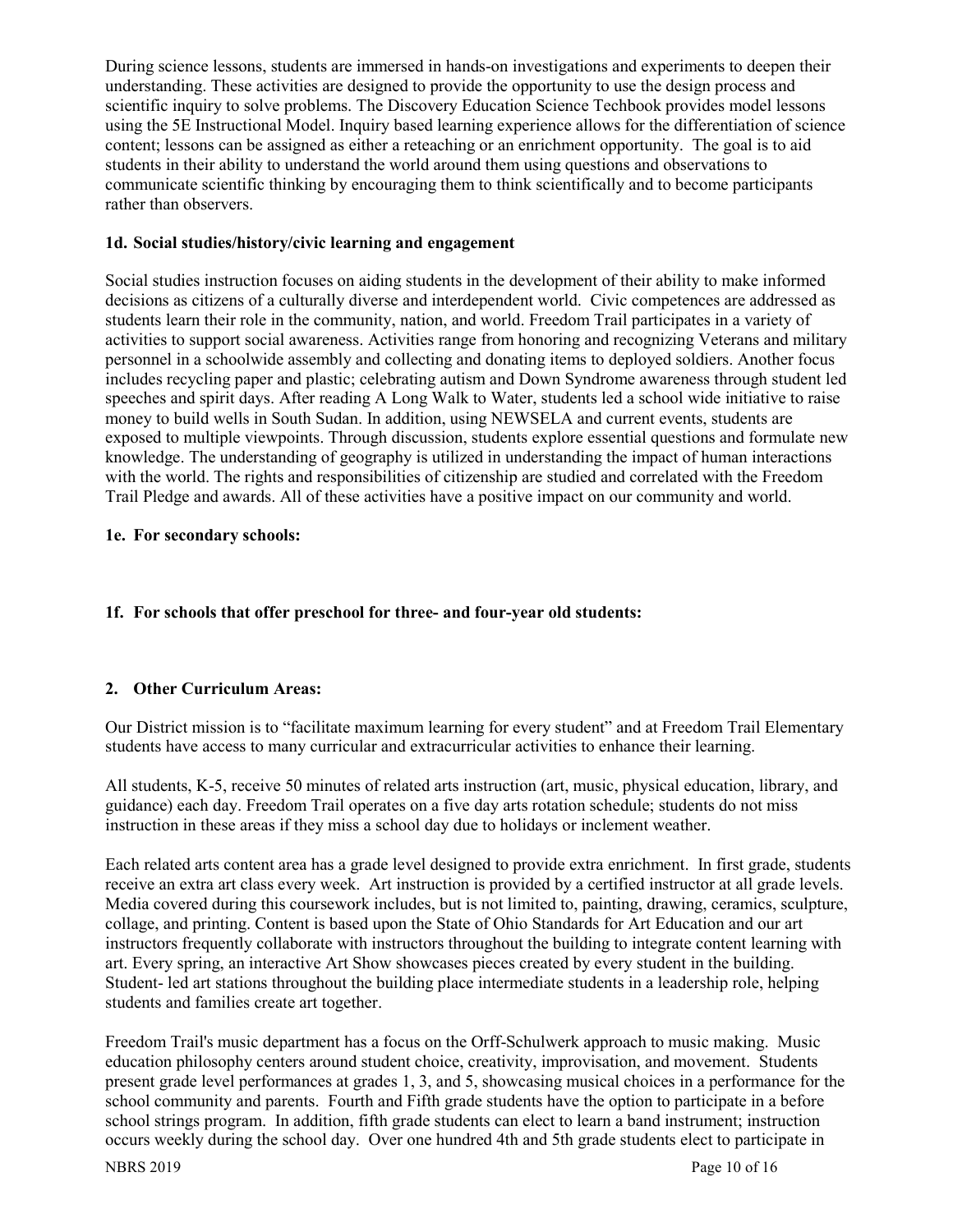During science lessons, students are immersed in hands-on investigations and experiments to deepen their understanding. These activities are designed to provide the opportunity to use the design process and scientific inquiry to solve problems. The Discovery Education Science Techbook provides model lessons using the 5E Instructional Model. Inquiry based learning experience allows for the differentiation of science content; lessons can be assigned as either a reteaching or an enrichment opportunity. The goal is to aid students in their ability to understand the world around them using questions and observations to communicate scientific thinking by encouraging them to think scientifically and to become participants rather than observers.

**1d. Social studies/history/civic learning and engagement**

Social studies instruction focuses on aiding students in the development of their ability to make informed decisions as citizens of a culturally diverse and interdependent world. Civic competences are addressed as students learn their role in the community, nation, and world. Freedom Trail participates in a variety of activities to support social awareness. Activities range from honoring and recognizing Veterans and military personnel in a schoolwide assembly and collecting and donating items to deployed soldiers. Another focus includes recycling paper and plastic; celebrating autism and Down Syndrome awareness through student led speeches and spirit days. After reading A Long Walk to Water, students led a school wide initiative to raise money to build wells in South Sudan. In addition, using NEWSELA and current events, students are exposed to multiple viewpoints. Through discussion, students explore essential questions and formulate new knowledge. The understanding of geography is utilized in understanding the impact of human interactions with the world. The rights and responsibilities of citizenship are studied and correlated with the Freedom Trail Pledge and awards. All of these activities have a positive impact on our community and world.

**1e. For secondary schools:**

**1f. For schools that offer preschool for three- and four-year old students:**

**2. Other Curriculum Areas:**

Our District mission is to "facilitate maximum learning for every student" and at Freedom Trail Elementary students have access to many curricular and extracurricular activities to enhance their learning.

All students, K-5, receive 50 minutes of related arts instruction (art, music, physical education, library, and guidance) each day. Freedom Trail operates on a five day arts rotation schedule; students do not miss instruction in these areas if they miss a school day due to holidays or inclement weather.

Each related arts content area has a grade level designed to provide extra enrichment. In first grade, students receive an extra art class every week. Art instruction is provided by a certified instructor at all grade levels. Media covered during this coursework includes, but is not limited to, painting, drawing, ceramics, sculpture, collage, and printing. Content is based upon the State of Ohio Standards for Art Education and our art instructors frequently collaborate with instructors throughout the building to integrate content learning with art. Every spring, an interactive Art Show showcases pieces created by every student in the building. Student- led art stations throughout the building place intermediate students in a leadership role, helping students and families create art together.

Freedom Trail's music department has a focus on the Orff-Schulwerk approach to music making. Music education philosophy centers around student choice, creativity, improvisation, and movement. Students present grade level performances at grades 1, 3, and 5, showcasing musical choices in a performance for the school community and parents. Fourth and Fifth grade students have the option to participate in a before school strings program. In addition, fifth grade students can elect to learn a band instrument; instruction occurs weekly during the school day. Over one hundred 4th and 5th grade students elect to participate in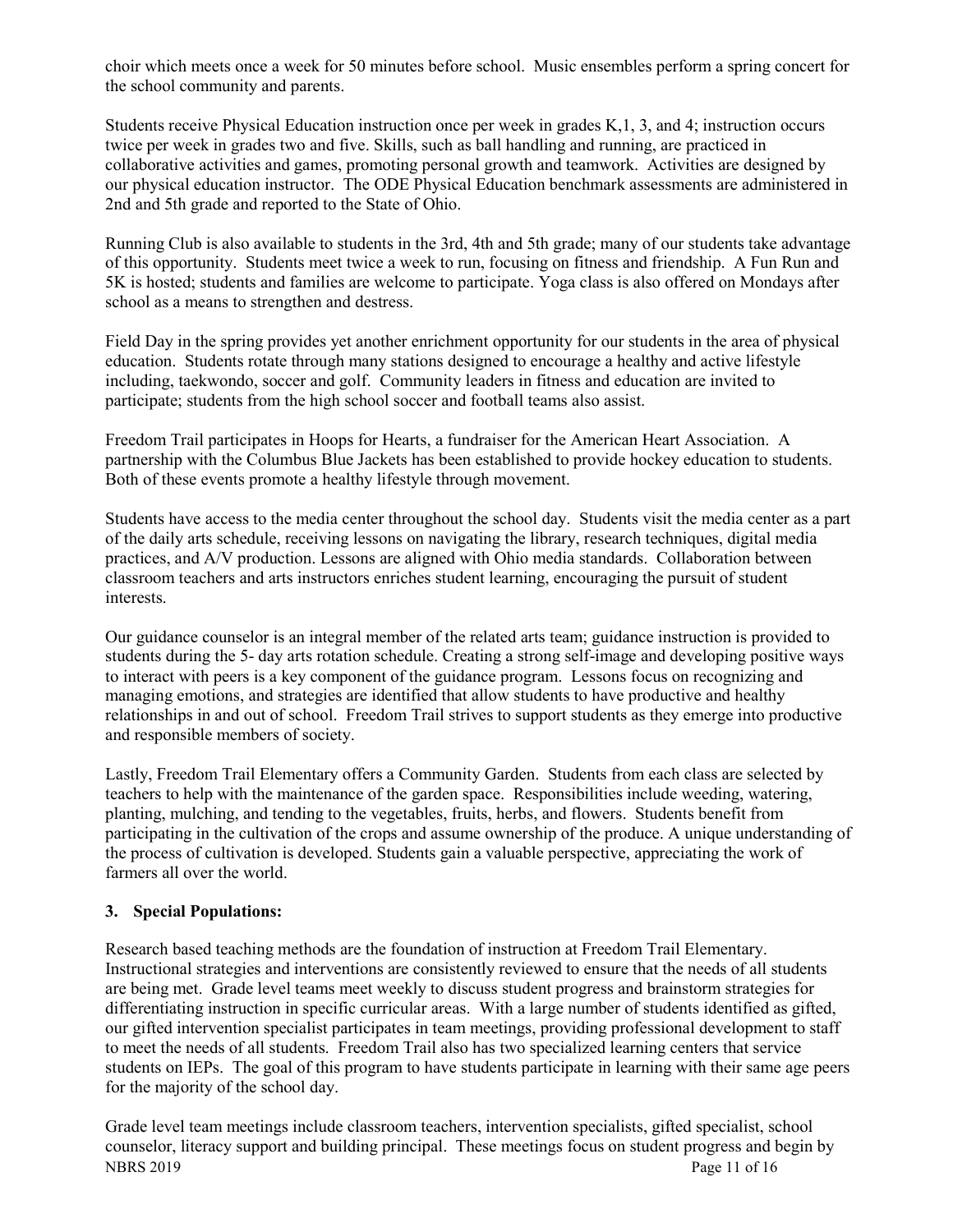choir which meets once a week for 50 minutes before school. Music ensembles perform a spring concert for the school community and parents.

Students receive Physical Education instruction once per week in grades K,1, 3, and 4; instruction occurs twice per week in grades two and five. Skills, such as ball handling and running, are practiced in collaborative activities and games, promoting personal growth and teamwork. Activities are designed by our physical education instructor. The ODE Physical Education benchmark assessments are administered in 2nd and 5th grade and reported to the State of Ohio.

Running Club is also available to students in the 3rd, 4th and 5th grade; many of our students take advantage of this opportunity. Students meet twice a week to run, focusing on fitness and friendship. A Fun Run and 5K is hosted; students and families are welcome to participate. Yoga class is also offered on Mondays after school as a means to strengthen and destress.

Field Day in the spring provides yet another enrichment opportunity for our students in the area of physical education. Students rotate through many stations designed to encourage a healthy and active lifestyle including, taekwondo, soccer and golf. Community leaders in fitness and education are invited to participate; students from the high school soccer and football teams also assist.

Freedom Trail participates in Hoops for Hearts, a fundraiser for the American Heart Association. A partnership with the Columbus Blue Jackets has been established to provide hockey education to students. Both of these events promote a healthy lifestyle through movement.

Students have access to the media center throughout the school day. Students visit the media center as a part of the daily arts schedule, receiving lessons on navigating the library, research techniques, digital media practices, and A/V production. Lessons are aligned with Ohio media standards. Collaboration between classroom teachers and arts instructors enriches student learning, encouraging the pursuit of student interests.

Our guidance counselor is an integral member of the related arts team; guidance instruction is provided to students during the 5- day arts rotation schedule. Creating a strong self-image and developing positive ways to interact with peers is a key component of the guidance program. Lessons focus on recognizing and managing emotions, and strategies are identified that allow students to have productive and healthy relationships in and out of school. Freedom Trail strives to support students as they emerge into productive and responsible members of society.

Lastly, Freedom Trail Elementary offers a Community Garden. Students from each class are selected by teachers to help with the maintenance of the garden space. Responsibilities include weeding, watering, planting, mulching, and tending to the vegetables, fruits, herbs, and flowers. Students benefit from participating in the cultivation of the crops and assume ownership of the produce. A unique understanding of the process of cultivation is developed. Students gain a valuable perspective, appreciating the work of farmers all over the world.

### 3. Special Populations:

Research based teaching methods are the foundation of instruction at Freedom Trail Elementary. Instructional strategies and interventions are consistently reviewed to ensure that the needs of all students are being met. Grade level teams meet weekly to discuss student progress and brainstorm strategies for differentiating instruction in specific curricular areas. With a large number of students identified as gifted, our gifted intervention specialist participates in team meetings, providing professional development to staff to meet the needs of all students. Freedom Trail also has two specialized learning centers that service students on IEPs. The goal of this program to have students participate in learning with their same age peers for the majority of the school day.

Grade level team meetings include classroom teachers, intervention specialists, gifted specialist, school counselor, literacy support and building principal. These meetings focus on student progress and begin by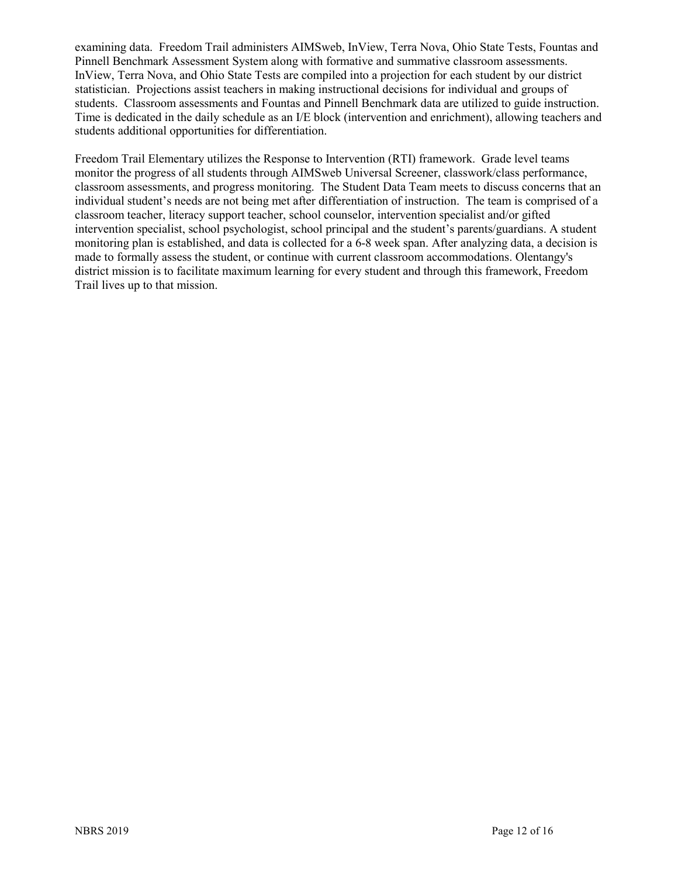examining data. Freedom Trail administers AIMSweb, InView, Terra Nova, Ohio State Tests, Fountas and Pinnell Benchmark Assessment System along with formative and summative classroom assessments. InView, Terra Nova, and Ohio State Tests are compiled into a projection for each student by our district statistician. Projections assist teachers in making instructional decisions for individual and groups of students. Classroom assessments and Fountas and Pinnell Benchmark data are utilized to guide instruction. Time is dedicated in the daily schedule as an I/E block (intervention and enrichment), allowing teachers and students additional opportunities for differentiation.

Freedom Trail Elementary utilizes the Response to Intervention (RTI) framework. Grade level teams monitor the progress of all students through AIMSweb Universal Screener, classwork/class performance, classroom assessments, and progress monitoring. The Student Data Team meets to discuss concerns that an individual student's needs are not being met after differentiation of instruction. The team is comprised of a classroom teacher, literacy support teacher, school counselor, intervention specialist and/or gifted intervention specialist, school psychologist, school principal and the student's parents/guardians. A student monitoring plan is established, and data is collected for a 6-8 week span. After analyzing data, a decision is made to formally assess the student, or continue with current classroom accommodations. Olentangy's district mission is to facilitate maximum learning for every student and through this framework, Freedom Trail lives up to that mission.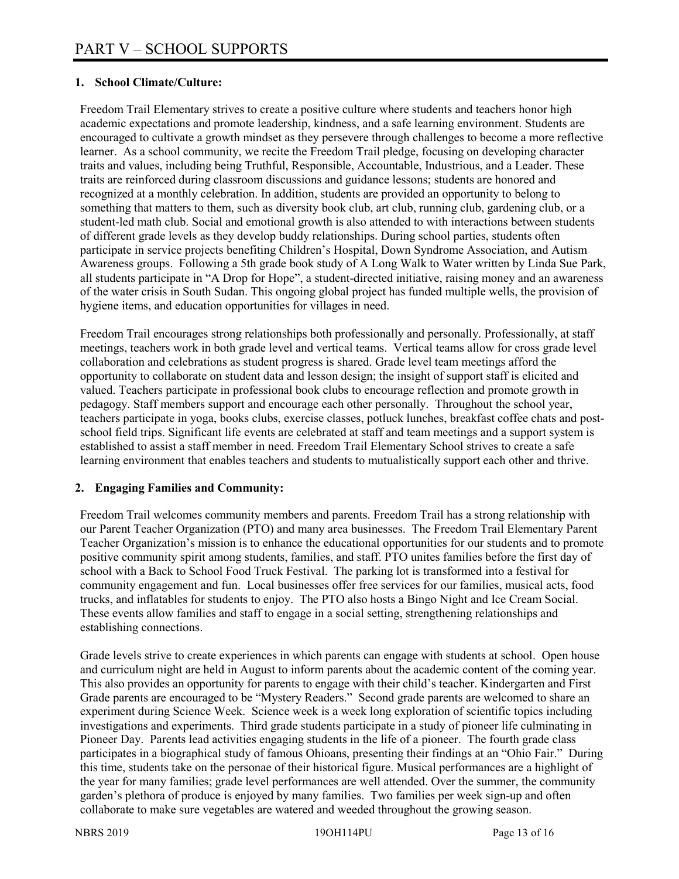# PART V – SCHOOL SUPPORTS

**1. School Climate/Culture:**

Freedom Trail Elementary strives to create a positive culture where students and teachers honor high academic expectations and promote leadership, kindness, and a safe learning environment. Students are encouraged to cultivate a growth mindset as they persevere through challenges to become a more reflective learner. As a school community, we recite the Freedom Trail pledge, focusing on developing character traits and values, including being Truthful, Responsible, Accountable, Industrious, and a Leader. These traits are reinforced during classroom discussions and guidance lessons; students are honored and recognized at a monthly celebration. In addition, students are provided an opportunity to belong to something that matters to them, such as diversity book club, art club, running club, gardening club, or a student-led math club. Social and emotional growth is also attended to with interactions between students of different grade levels as they develop buddy relationships. During school parties, students often participate in service projects benefiting Children's Hospital, Down Syndrome Association, and Autism Awareness groups. Following a 5th grade book study of A Long Walk to Water written by Linda Sue Park, all students participate in "A Drop for Hope", a student-directed initiative, raising money and an awareness of the water crisis in South Sudan. This ongoing global project has funded multiple wells, the provision of hygiene items, and education opportunities for villages in need.

Freedom Trail encourages strong relationships both professionally and personally. Professionally, at staff meetings, teachers work in both grade level and vertical teams. Vertical teams allow for cross grade level collaboration and celebrations as student progress is shared. Grade level team meetings afford the opportunity to collaborate on student data and lesson design; the insight of support staff is elicited and valued. Teachers participate in professional book clubs to encourage reflection and promote growth in pedagogy. Staff members support and encourage each other personally. Throughout the school year, teachers participate in yoga, books clubs, exercise classes, potluck lunches, breakfast coffee chats and post-school field trips. Significant life events are celebrated at staff and team meetings and a support system is established to assist a staff member in need. Freedom Trail Elementary School strives to create a safe learning environment that enables teachers and students to mutualistically support each other and thrive.

**2. Engaging Families and Community:**

Freedom Trail welcomes community members and parents. Freedom Trail has a strong relationship with our Parent Teacher Organization (PTO) and many area businesses. The Freedom Trail Elementary Parent Teacher Organization's mission is to enhance the educational opportunities for our students and to promote positive community spirit among students, families, and staff. PTO unites families before the first day of school with a Back to School Food Truck Festival. The parking lot is transformed into a festival for community engagement and fun. Local businesses offer free services for our families, musical acts, food trucks, and inflatables for students to enjoy. The PTO also hosts a Bingo Night and Ice Cream Social. These events allow families and staff to engage in a social setting, strengthening relationships and establishing connections.

Grade levels strive to create experiences in which parents can engage with students at school. Open house and curriculum night are held in August to inform parents about the academic content of the coming year. This also provides an opportunity for parents to engage with their child's teacher. Kindergarten and First Grade parents are encouraged to be "Mystery Readers." Second grade parents are welcomed to share an experiment during Science Week. Science week is a week long exploration of scientific topics including investigations and experiments. Third grade students participate in a study of pioneer life culminating in Pioneer Day. Parents lead activities engaging students in the life of a pioneer. The fourth grade class participates in a biographical study of famous Ohioans, presenting their findings at an "Ohio Fair." During this time, students take on the personae of their historical figure. Musical performances are a highlight of the year for many families; grade level performances are well attended. Over the summer, the community garden's plethora of produce is enjoyed by many families. Two families per week sign-up and often collaborate to make sure vegetables are watered and weeded throughout the growing season.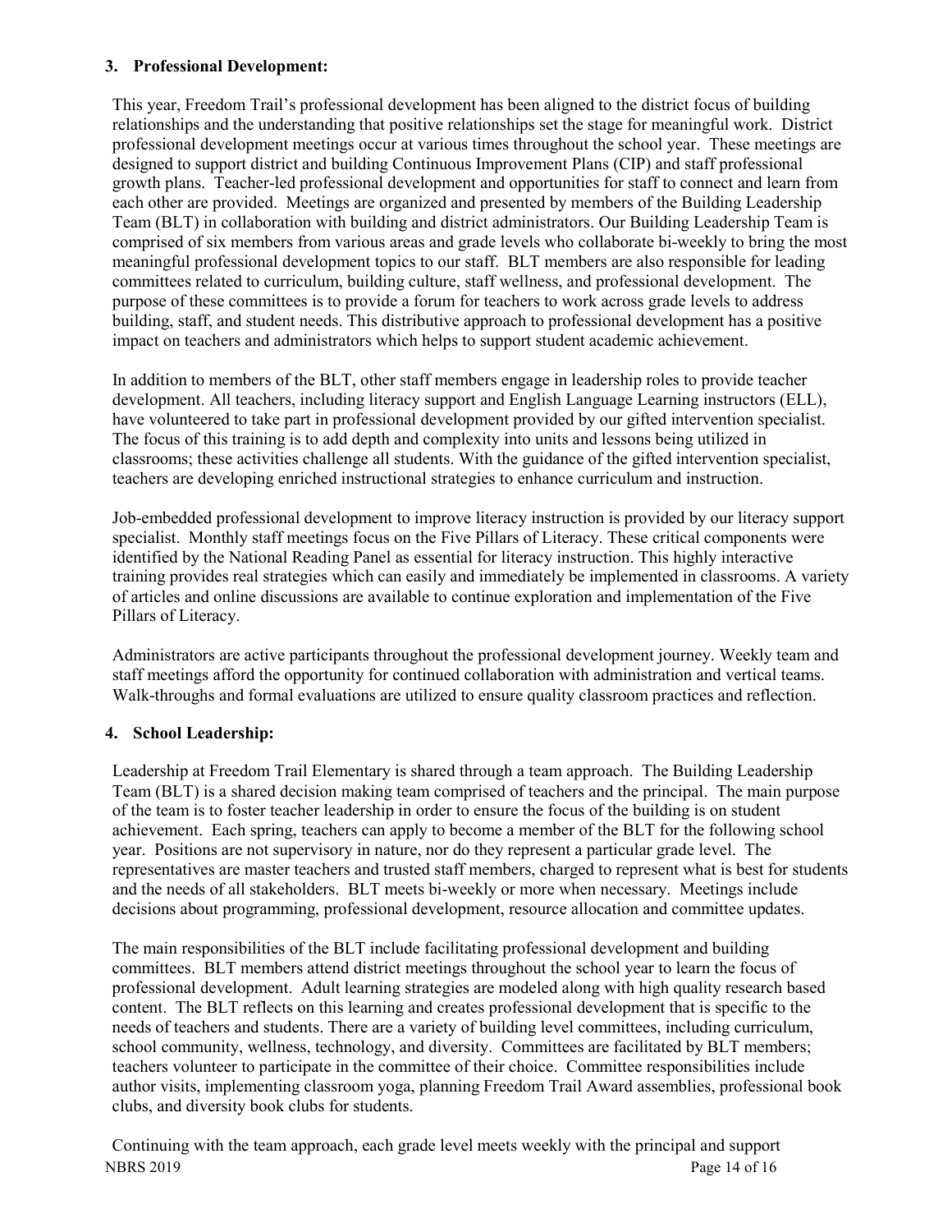### 3. Professional Development:

This year, Freedom Trail's professional development has been aligned to the district focus of building relationships and the understanding that positive relationships set the stage for meaningful work. District professional development meetings occur at various times throughout the school year. These meetings are designed to support district and building Continuous Improvement Plans (CIP) and staff professional growth plans. Teacher-led professional development and opportunities for staff to connect and learn from each other are provided. Meetings are organized and presented by members of the Building Leadership Team (BLT) in collaboration with building and district administrators. Our Building Leadership Team is comprised of six members from various areas and grade levels who collaborate bi-weekly to bring the most meaningful professional development topics to our staff. BLT members are also responsible for leading committees related to curriculum, building culture, staff wellness, and professional development. The purpose of these committees is to provide a forum for teachers to work across grade levels to address building, staff, and student needs. This distributive approach to professional development has a positive impact on teachers and administrators which helps to support student academic achievement.

In addition to members of the BLT, other staff members engage in leadership roles to provide teacher development. All teachers, including literacy support and English Language Learning instructors (ELL), have volunteered to take part in professional development provided by our gifted intervention specialist. The focus of this training is to add depth and complexity into units and lessons being utilized in classrooms; these activities challenge all students. With the guidance of the gifted intervention specialist, teachers are developing enriched instructional strategies to enhance curriculum and instruction.

Job-embedded professional development to improve literacy instruction is provided by our literacy support specialist. Monthly staff meetings focus on the Five Pillars of Literacy. These critical components were identified by the National Reading Panel as essential for literacy instruction. This highly interactive training provides real strategies which can easily and immediately be implemented in classrooms. A variety of articles and online discussions are available to continue exploration and implementation of the Five Pillars of Literacy.

Administrators are active participants throughout the professional development journey. Weekly team and staff meetings afford the opportunity for continued collaboration with administration and vertical teams. Walk-throughs and formal evaluations are utilized to ensure quality classroom practices and reflection.

### 4. School Leadership:

Leadership at Freedom Trail Elementary is shared through a team approach. The Building Leadership Team (BLT) is a shared decision making team comprised of teachers and the principal. The main purpose of the team is to foster teacher leadership in order to ensure the focus of the building is on student achievement. Each spring, teachers can apply to become a member of the BLT for the following school year. Positions are not supervisory in nature, nor do they represent a particular grade level. The representatives are master teachers and trusted staff members, charged to represent what is best for students and the needs of all stakeholders. BLT meets bi-weekly or more when necessary. Meetings include decisions about programming, professional development, resource allocation and committee updates.

The main responsibilities of the BLT include facilitating professional development and building committees. BLT members attend district meetings throughout the school year to learn the focus of professional development. Adult learning strategies are modeled along with high quality research based content. The BLT reflects on this learning and creates professional development that is specific to the needs of teachers and students. There are a variety of building level committees, including curriculum, school community, wellness, technology, and diversity. Committees are facilitated by BLT members; teachers volunteer to participate in the committee of their choice. Committee responsibilities include author visits, implementing classroom yoga, planning Freedom Trail Award assemblies, professional book clubs, and diversity book clubs for students.

Continuing with the team approach, each grade level meets weekly with the principal and support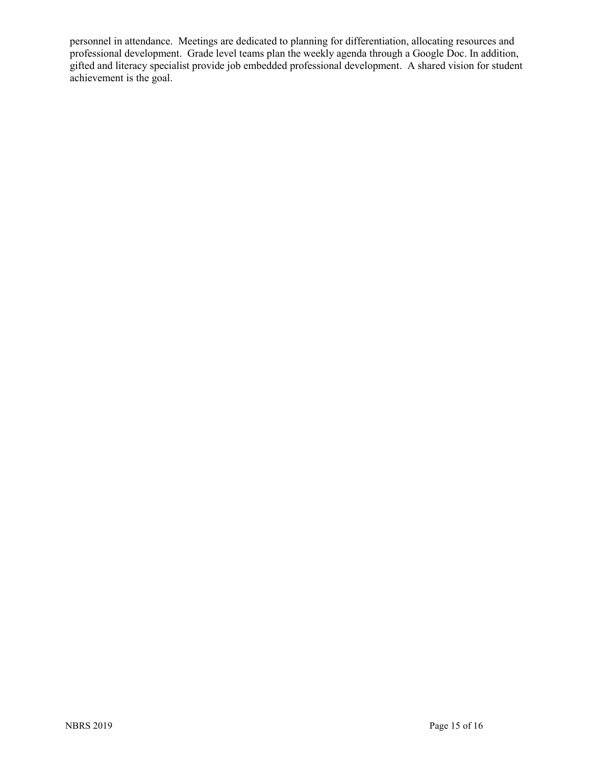personnel in attendance. Meetings are dedicated to planning for differentiation, allocating resources and professional development. Grade level teams plan the weekly agenda through a Google Doc. In addition, gifted and literacy specialist provide job embedded professional development. A shared vision for student achievement is the goal.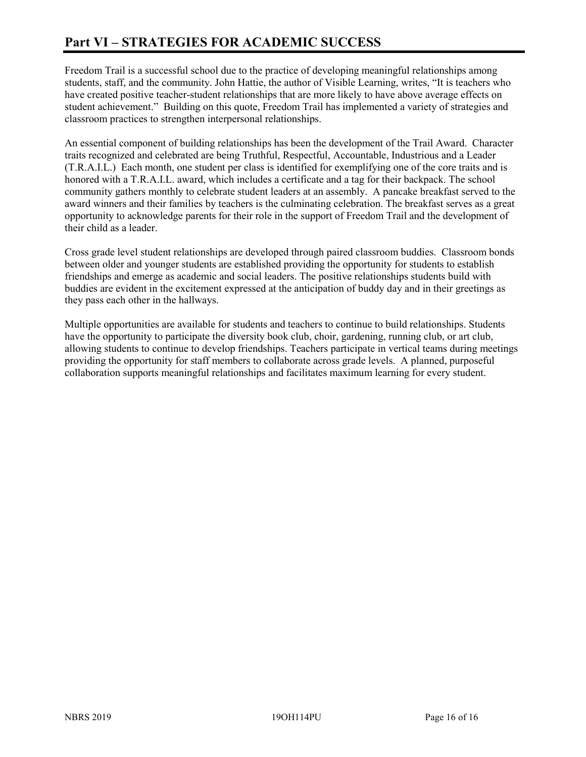# Part VI – STRATEGIES FOR ACADEMIC SUCCESS

Freedom Trail is a successful school due to the practice of developing meaningful relationships among students, staff, and the community. John Hattie, the author of Visible Learning, writes, "It is teachers who have created positive teacher-student relationships that are more likely to have above average effects on student achievement." Building on this quote, Freedom Trail has implemented a variety of strategies and classroom practices to strengthen interpersonal relationships.

An essential component of building relationships has been the development of the Trail Award. Character traits recognized and celebrated are being Truthful, Respectful, Accountable, Industrious and a Leader (T.R.A.I.L.) Each month, one student per class is identified for exemplifying one of the core traits and is honored with a T.R.A.I.L. award, which includes a certificate and a tag for their backpack. The school community gathers monthly to celebrate student leaders at an assembly. A pancake breakfast served to the award winners and their families by teachers is the culminating celebration. The breakfast serves as a great opportunity to acknowledge parents for their role in the support of Freedom Trail and the development of their child as a leader.

Cross grade level student relationships are developed through paired classroom buddies. Classroom bonds between older and younger students are established providing the opportunity for students to establish friendships and emerge as academic and social leaders. The positive relationships students build with buddies are evident in the excitement expressed at the anticipation of buddy day and in their greetings as they pass each other in the hallways.

Multiple opportunities are available for students and teachers to continue to build relationships. Students have the opportunity to participate the diversity book club, choir, gardening, running club, or art club, allowing students to continue to develop friendships. Teachers participate in vertical teams during meetings providing the opportunity for staff members to collaborate across grade levels. A planned, purposeful collaboration supports meaningful relationships and facilitates maximum learning for every student.